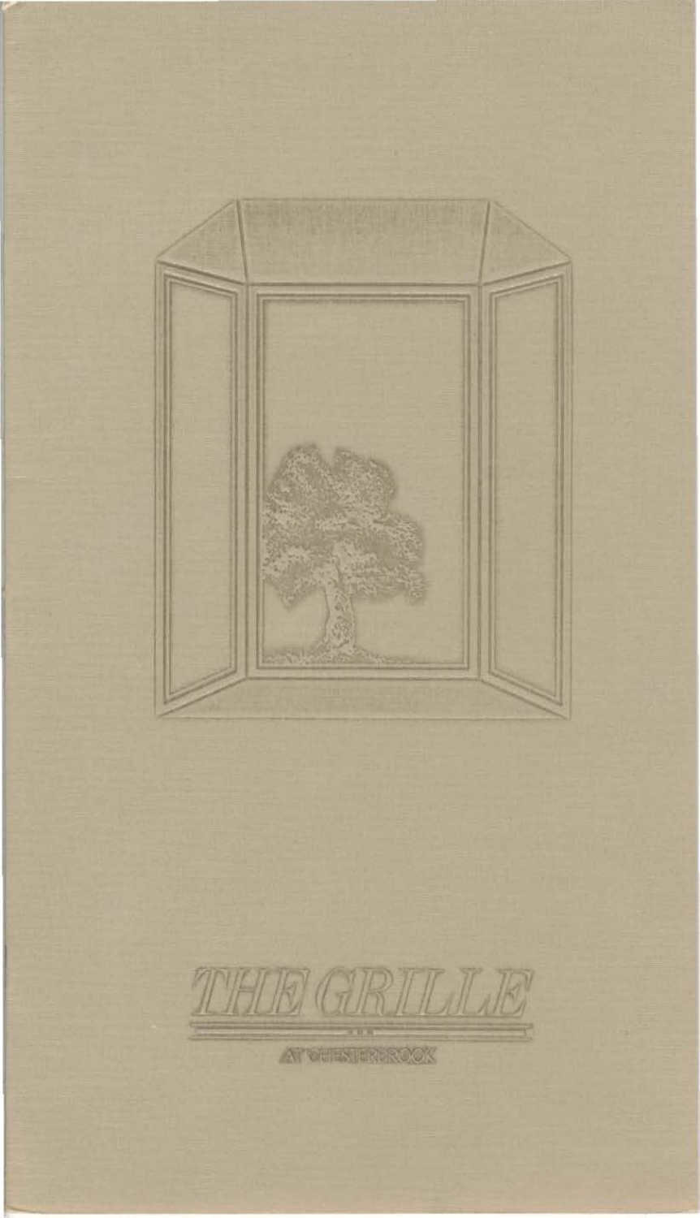# THE GRILLE

AT CHESTERBROOK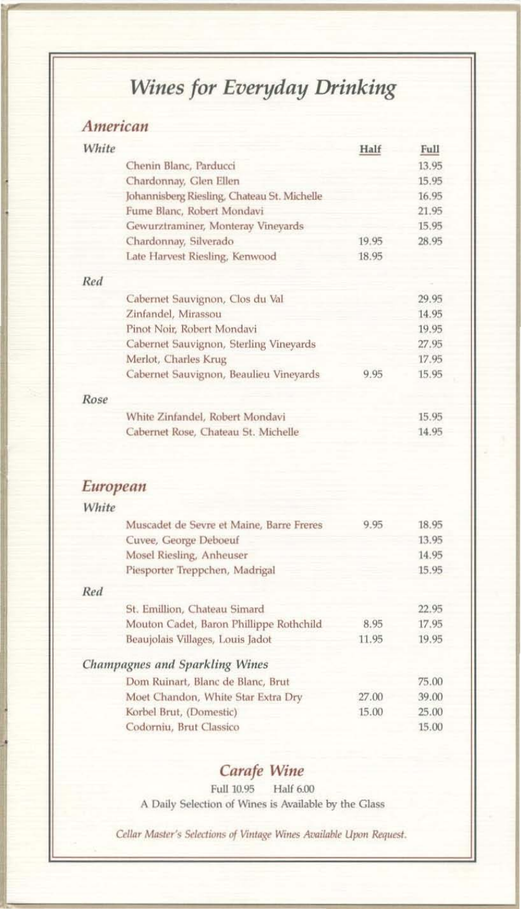# *Wines for Everyday Drinking*

## *American*

| *White* | Half | Full |
|---|---|---|
| Chenin Blanc, Parducci | | 13.95 |
| Chardonnay, Glen Ellen | | 15.95 |
| Johannisberg Riesling, Chateau St. Michelle | | 16.95 |
| Fume Blanc, Robert Mondavi | | 21.95 |
| Gewurztraminer, Monteray Vineyards | | 15.95 |
| Chardonnay, Silverado | 19.95 | 28.95 |
| Late Harvest Riesling, Kenwood | 18.95 | |

| *Red* | Half | Full |
|---|---|---|
| Cabernet Sauvignon, Clos du Val | | 29.95 |
| Zinfandel, Mirassou | | 14.95 |
| Pinot Noir, Robert Mondavi | | 19.95 |
| Cabernet Sauvignon, Sterling Vineyards | | 27.95 |
| Merlot, Charles Krug | | 17.95 |
| Cabernet Sauvignon, Beaulieu Vineyards | 9.95 | 15.95 |

| *Rose* | Half | Full |
|---|---|---|
| White Zinfandel, Robert Mondavi | | 15.95 |
| Cabernet Rose, Chateau St. Michelle | | 14.95 |

## *European*

| *White* | Half | Full |
|---|---|---|
| Muscadet de Sevre et Maine, Barre Freres | 9.95 | 18.95 |
| Cuvee, George Deboeuf | | 13.95 |
| Mosel Riesling, Anheuser | | 14.95 |
| Piesporter Treppchen, Madrigal | | 15.95 |

| *Red* | Half | Full |
|---|---|---|
| St. Emillion, Chateau Simard | | 22.95 |
| Mouton Cadet, Baron Phillippe Rothchild | 8.95 | 17.95 |
| Beaujolais Villages, Louis Jadot | 11.95 | 19.95 |

| *Champagnes and Sparkling Wines* | Half | Full |
|---|---|---|
| Dom Ruinart, Blanc de Blanc, Brut | | 75.00 |
| Moet Chandon, White Star Extra Dry | 27.00 | 39.00 |
| Korbel Brut, (Domestic) | 15.00 | 25.00 |
| Codorniu, Brut Classico | | 15.00 |

## *Carafe Wine*

Full 10.95 Half 6.00

A Daily Selection of Wines is Available by the Glass

*Cellar Master's Selections of Vintage Wines Available Upon Request.*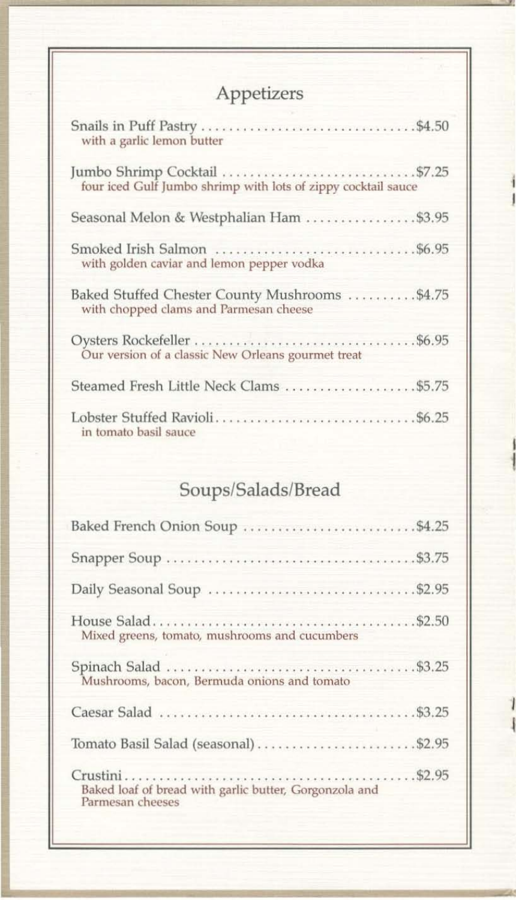## Appetizers

Snails in Puff Pastry . . . . . . . . . . . . . . . . . . . . . . . . . . . . . . . $4.50
*with a garlic lemon butter*

Jumbo Shrimp Cocktail . . . . . . . . . . . . . . . . . . . . . . . . . . . . . $7.25
*four iced Gulf Jumbo shrimp with lots of zippy cocktail sauce*

Seasonal Melon & Westphalian Ham . . . . . . . . . . . . . . . . $3.95

Smoked Irish Salmon . . . . . . . . . . . . . . . . . . . . . . . . . . . . . . $6.95
*with golden caviar and lemon pepper vodka*

Baked Stuffed Chester County Mushrooms . . . . . . . . . . $4.75
*with chopped clams and Parmesan cheese*

Oysters Rockefeller . . . . . . . . . . . . . . . . . . . . . . . . . . . . . . . . $6.95
*Our version of a classic New Orleans gourmet treat*

Steamed Fresh Little Neck Clams . . . . . . . . . . . . . . . . . . . $5.75

Lobster Stuffed Ravioli . . . . . . . . . . . . . . . . . . . . . . . . . . . . . $6.25
*in tomato basil sauce*

## Soups/Salads/Bread

Baked French Onion Soup . . . . . . . . . . . . . . . . . . . . . . . . . $4.25

Snapper Soup . . . . . . . . . . . . . . . . . . . . . . . . . . . . . . . . . . . . $3.75

Daily Seasonal Soup . . . . . . . . . . . . . . . . . . . . . . . . . . . . . . $2.95

House Salad . . . . . . . . . . . . . . . . . . . . . . . . . . . . . . . . . . . . . . $2.50
*Mixed greens, tomato, mushrooms and cucumbers*

Spinach Salad . . . . . . . . . . . . . . . . . . . . . . . . . . . . . . . . . . . . $3.25
*Mushrooms, bacon, Bermuda onions and tomato*

Caesar Salad . . . . . . . . . . . . . . . . . . . . . . . . . . . . . . . . . . . . . $3.25

Tomato Basil Salad (seasonal) . . . . . . . . . . . . . . . . . . . . . . . $2.95

Crustini . . . . . . . . . . . . . . . . . . . . . . . . . . . . . . . . . . . . . . . . . . $2.95
*Baked loaf of bread with garlic butter, Gorgonzola and Parmesan cheeses*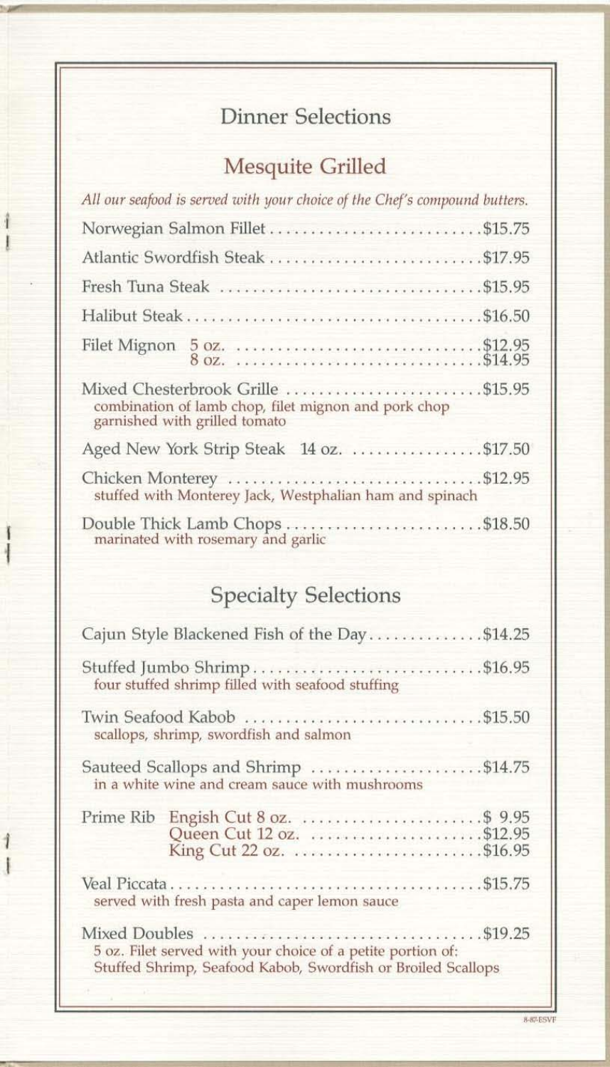# Dinner Selections

## Mesquite Grilled

*All our seafood is served with your choice of the Chef's compound butters.*

Norwegian Salmon Fillet .......................... $15.75

Atlantic Swordfish Steak .......................... $17.95

Fresh Tuna Steak .......................... $15.95

Halibut Steak .......................... $16.50

Filet Mignon 5 oz. .......................... $12.95
8 oz. .......................... $14.95

Mixed Chesterbrook Grille .......................... $15.95
combination of lamb chop, filet mignon and pork chop garnished with grilled tomato

Aged New York Strip Steak 14 oz. .......................... $17.50

Chicken Monterey .......................... $12.95
stuffed with Monterey Jack, Westphalian ham and spinach

Double Thick Lamb Chops .......................... $18.50
marinated with rosemary and garlic

## Specialty Selections

Cajun Style Blackened Fish of the Day .......................... $14.25

Stuffed Jumbo Shrimp .......................... $16.95
four stuffed shrimp filled with seafood stuffing

Twin Seafood Kabob .......................... $15.50
scallops, shrimp, swordfish and salmon

Sauteed Scallops and Shrimp .......................... $14.75
in a white wine and cream sauce with mushrooms

Prime Rib Engish Cut 8 oz. .......................... $ 9.95
Queen Cut 12 oz. .......................... $12.95
King Cut 22 oz. .......................... $16.95

Veal Piccata .......................... $15.75
served with fresh pasta and caper lemon sauce

Mixed Doubles .......................... $19.25
5 oz. Filet served with your choice of a petite portion of:
Stuffed Shrimp, Seafood Kabob, Swordfish or Broiled Scallops

8-87-ESVF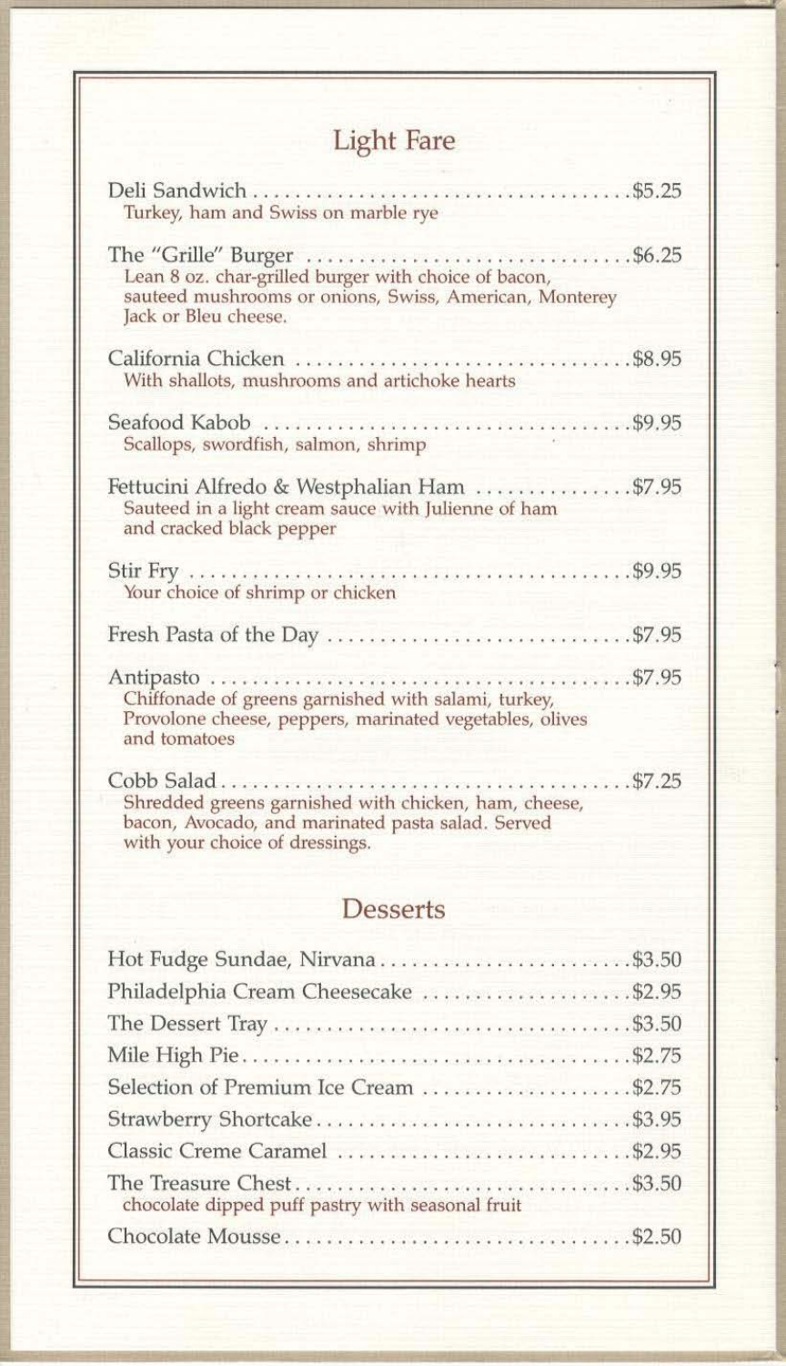## Light Fare

Deli Sandwich ................................................ $5.25
Turkey, ham and Swiss on marble rye

The "Grille" Burger ................................................ $6.25
Lean 8 oz. char-grilled burger with choice of bacon, sauteed mushrooms or onions, Swiss, American, Monterey Jack or Bleu cheese.

California Chicken ................................................ $8.95
With shallots, mushrooms and artichoke hearts

Seafood Kabob ................................................ $9.95
Scallops, swordfish, salmon, shrimp

Fettucini Alfredo & Westphalian Ham ................ $7.95
Sauteed in a light cream sauce with Julienne of ham and cracked black pepper

Stir Fry ................................................ $9.95
Your choice of shrimp or chicken

Fresh Pasta of the Day ................................................ $7.95

Antipasto ................................................ $7.95
Chiffonade of greens garnished with salami, turkey, Provolone cheese, peppers, marinated vegetables, olives and tomatoes

Cobb Salad ................................................ $7.25
Shredded greens garnished with chicken, ham, cheese, bacon, Avocado, and marinated pasta salad. Served with your choice of dressings.

## Desserts

Hot Fudge Sundae, Nirvana ................................ $3.50

Philadelphia Cream Cheesecake ........................ $2.95

The Dessert Tray ................................................ $3.50

Mile High Pie ................................................ $2.75

Selection of Premium Ice Cream ........................ $2.75

Strawberry Shortcake ........................................ $3.95

Classic Creme Caramel ........................................ $2.95

The Treasure Chest ............................................ $3.50
chocolate dipped puff pastry with seasonal fruit

Chocolate Mousse ................................................ $2.50